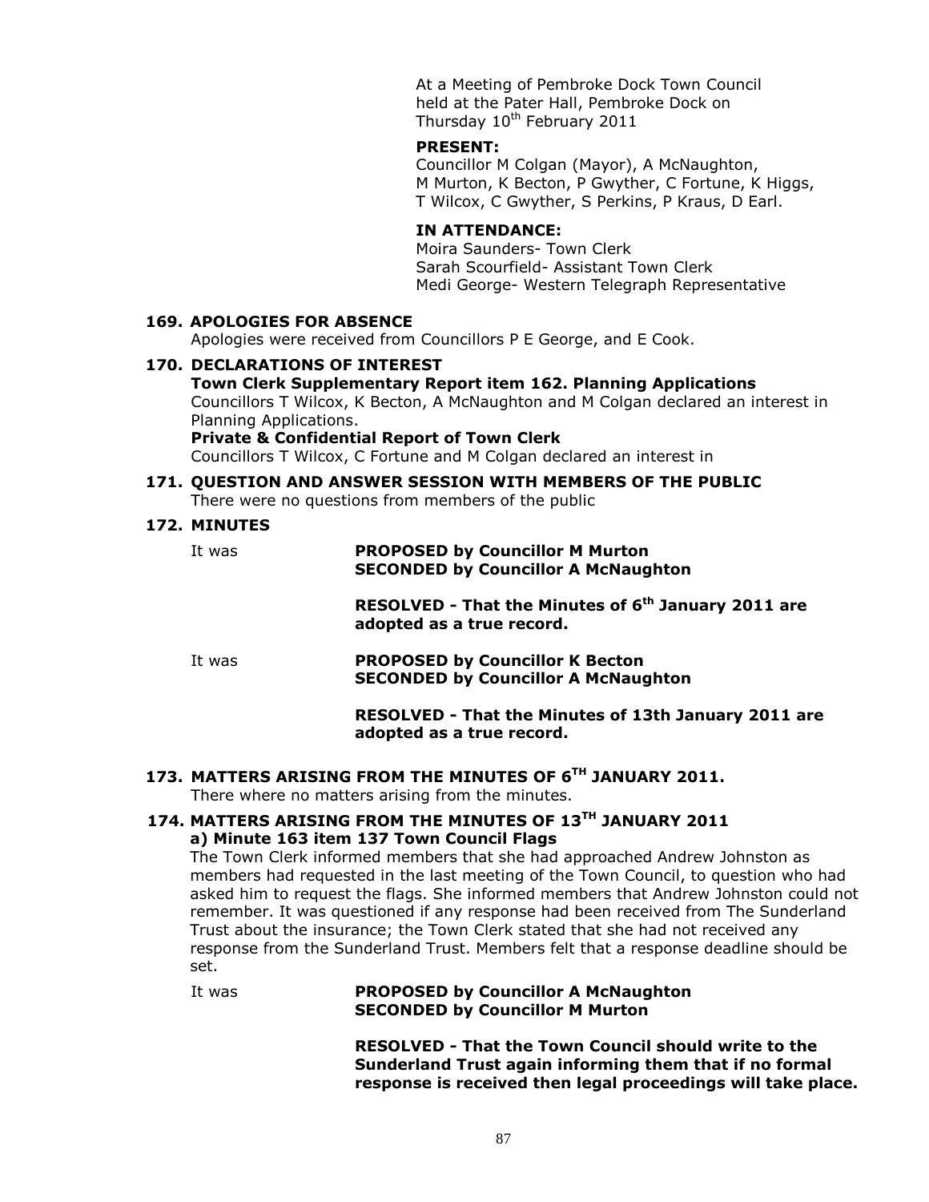At a Meeting of Pembroke Dock Town Council held at the Pater Hall, Pembroke Dock on Thursday 10th February 2011

**PRESENT:**

Councillor M Colgan (Mayor), A McNaughton, M Murton, K Becton, P Gwyther, C Fortune, K Higgs, T Wilcox, C Gwyther, S Perkins, P Kraus, D Earl.

**IN ATTENDANCE:**

Moira Saunders- Town Clerk
Sarah Scourfield- Assistant Town Clerk
Medi George- Western Telegraph Representative

**169. APOLOGIES FOR ABSENCE**

Apologies were received from Councillors P E George, and E Cook.

**170. DECLARATIONS OF INTEREST**

**Town Clerk Supplementary Report item 162. Planning Applications**

Councillors T Wilcox, K Becton, A McNaughton and M Colgan declared an interest in Planning Applications.

**Private & Confidential Report of Town Clerk**

Councillors T Wilcox, C Fortune and M Colgan declared an interest in

**171. QUESTION AND ANSWER SESSION WITH MEMBERS OF THE PUBLIC**

There were no questions from members of the public

**172. MINUTES**

It was **PROPOSED by Councillor M Murton**
**SECONDED by Councillor A McNaughton**

**RESOLVED - That the Minutes of 6th January 2011 are adopted as a true record.**

It was **PROPOSED by Councillor K Becton**
**SECONDED by Councillor A McNaughton**

**RESOLVED - That the Minutes of 13th January 2011 are adopted as a true record.**

**173. MATTERS ARISING FROM THE MINUTES OF 6TH JANUARY 2011.**

There where no matters arising from the minutes.

**174. MATTERS ARISING FROM THE MINUTES OF 13TH JANUARY 2011**

**a) Minute 163 item 137 Town Council Flags**

The Town Clerk informed members that she had approached Andrew Johnston as members had requested in the last meeting of the Town Council, to question who had asked him to request the flags. She informed members that Andrew Johnston could not remember. It was questioned if any response had been received from The Sunderland Trust about the insurance; the Town Clerk stated that she had not received any response from the Sunderland Trust. Members felt that a response deadline should be set.

It was **PROPOSED by Councillor A McNaughton**
**SECONDED by Councillor M Murton**

**RESOLVED - That the Town Council should write to the Sunderland Trust again informing them that if no formal response is received then legal proceedings will take place.**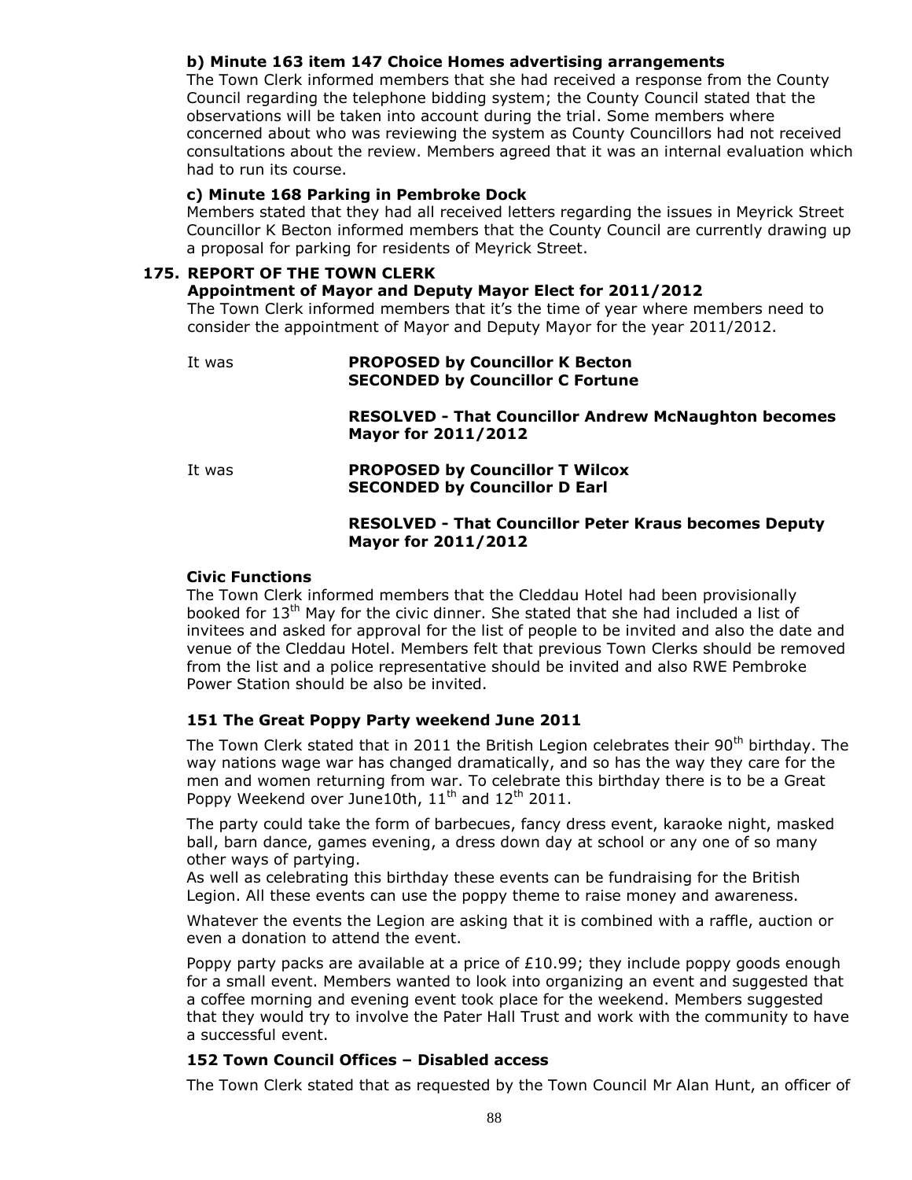**b) Minute 163 item 147 Choice Homes advertising arrangements**

The Town Clerk informed members that she had received a response from the County Council regarding the telephone bidding system; the County Council stated that the observations will be taken into account during the trial. Some members where concerned about who was reviewing the system as County Councillors had not received consultations about the review. Members agreed that it was an internal evaluation which had to run its course.

**c) Minute 168 Parking in Pembroke Dock**

Members stated that they had all received letters regarding the issues in Meyrick Street Councillor K Becton informed members that the County Council are currently drawing up a proposal for parking for residents of Meyrick Street.

**175. REPORT OF THE TOWN CLERK**

**Appointment of Mayor and Deputy Mayor Elect for 2011/2012**

The Town Clerk informed members that it's the time of year where members need to consider the appointment of Mayor and Deputy Mayor for the year 2011/2012.

It was **PROPOSED by Councillor K Becton**
**SECONDED by Councillor C Fortune**

**RESOLVED - That Councillor Andrew McNaughton becomes Mayor for 2011/2012**

It was **PROPOSED by Councillor T Wilcox**
**SECONDED by Councillor D Earl**

**RESOLVED - That Councillor Peter Kraus becomes Deputy Mayor for 2011/2012**

**Civic Functions**

The Town Clerk informed members that the Cleddau Hotel had been provisionally booked for 13th May for the civic dinner. She stated that she had included a list of invitees and asked for approval for the list of people to be invited and also the date and venue of the Cleddau Hotel. Members felt that previous Town Clerks should be removed from the list and a police representative should be invited and also RWE Pembroke Power Station should be also be invited.

**151 The Great Poppy Party weekend June 2011**

The Town Clerk stated that in 2011 the British Legion celebrates their 90th birthday. The way nations wage war has changed dramatically, and so has the way they care for the men and women returning from war. To celebrate this birthday there is to be a Great Poppy Weekend over June10th, 11th and 12th 2011.

The party could take the form of barbecues, fancy dress event, karaoke night, masked ball, barn dance, games evening, a dress down day at school or any one of so many other ways of partying.

As well as celebrating this birthday these events can be fundraising for the British Legion. All these events can use the poppy theme to raise money and awareness.

Whatever the events the Legion are asking that it is combined with a raffle, auction or even a donation to attend the event.

Poppy party packs are available at a price of £10.99; they include poppy goods enough for a small event. Members wanted to look into organizing an event and suggested that a coffee morning and evening event took place for the weekend. Members suggested that they would try to involve the Pater Hall Trust and work with the community to have a successful event.

**152 Town Council Offices – Disabled access**

The Town Clerk stated that as requested by the Town Council Mr Alan Hunt, an officer of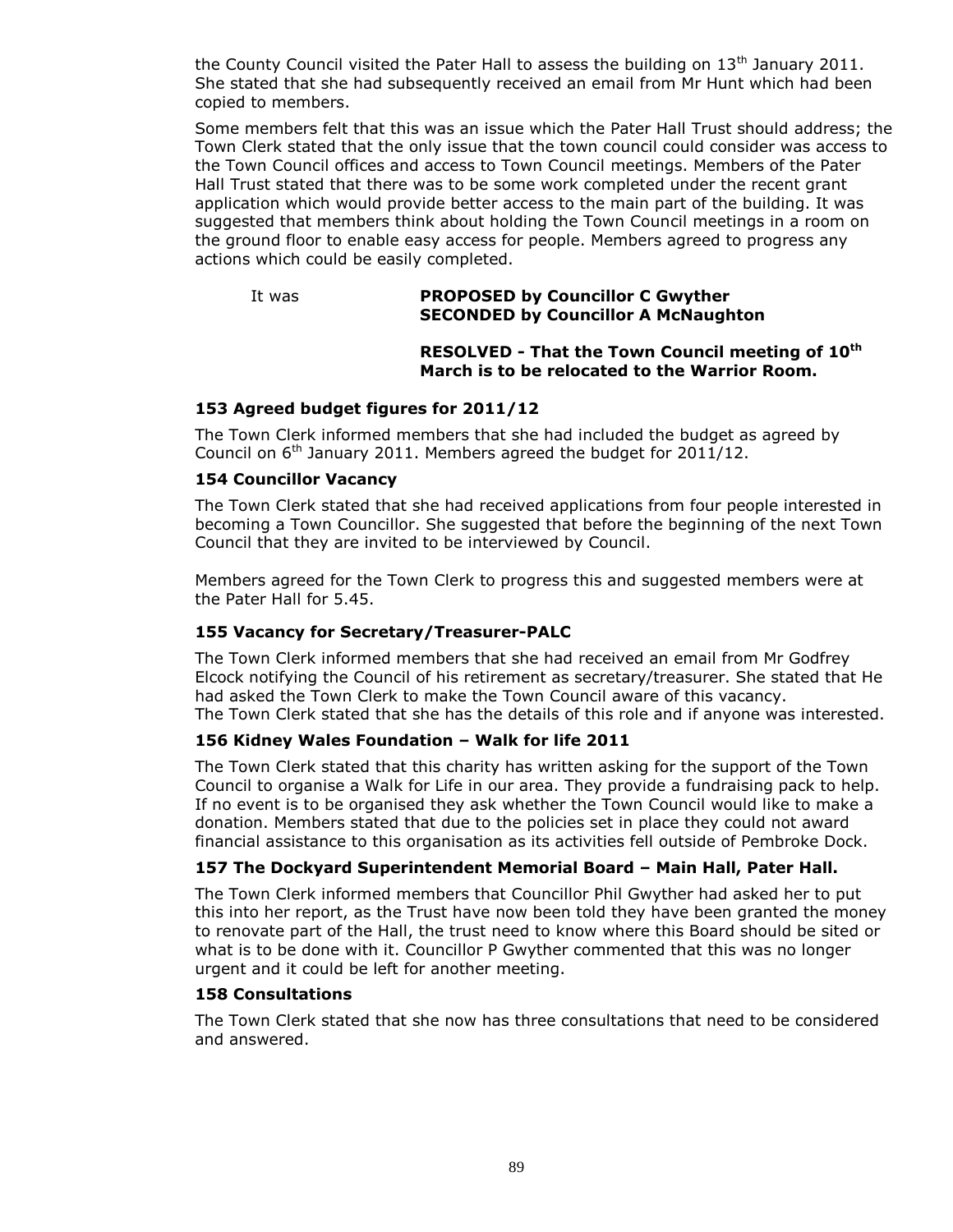the County Council visited the Pater Hall to assess the building on 13th January 2011. She stated that she had subsequently received an email from Mr Hunt which had been copied to members.

Some members felt that this was an issue which the Pater Hall Trust should address; the Town Clerk stated that the only issue that the town council could consider was access to the Town Council offices and access to Town Council meetings. Members of the Pater Hall Trust stated that there was to be some work completed under the recent grant application which would provide better access to the main part of the building. It was suggested that members think about holding the Town Council meetings in a room on the ground floor to enable easy access for people. Members agreed to progress any actions which could be easily completed.

It was **PROPOSED by Councillor C Gwyther**
**SECONDED by Councillor A McNaughton**

**RESOLVED - That the Town Council meeting of 10th March is to be relocated to the Warrior Room.**

### 153 Agreed budget figures for 2011/12

The Town Clerk informed members that she had included the budget as agreed by Council on 6th January 2011. Members agreed the budget for 2011/12.

### 154 Councillor Vacancy

The Town Clerk stated that she had received applications from four people interested in becoming a Town Councillor. She suggested that before the beginning of the next Town Council that they are invited to be interviewed by Council.

Members agreed for the Town Clerk to progress this and suggested members were at the Pater Hall for 5.45.

### 155 Vacancy for Secretary/Treasurer-PALC

The Town Clerk informed members that she had received an email from Mr Godfrey Elcock notifying the Council of his retirement as secretary/treasurer. She stated that He had asked the Town Clerk to make the Town Council aware of this vacancy.
The Town Clerk stated that she has the details of this role and if anyone was interested.

### 156 Kidney Wales Foundation – Walk for life 2011

The Town Clerk stated that this charity has written asking for the support of the Town Council to organise a Walk for Life in our area. They provide a fundraising pack to help. If no event is to be organised they ask whether the Town Council would like to make a donation. Members stated that due to the policies set in place they could not award financial assistance to this organisation as its activities fell outside of Pembroke Dock.

### 157 The Dockyard Superintendent Memorial Board – Main Hall, Pater Hall.

The Town Clerk informed members that Councillor Phil Gwyther had asked her to put this into her report, as the Trust have now been told they have been granted the money to renovate part of the Hall, the trust need to know where this Board should be sited or what is to be done with it. Councillor P Gwyther commented that this was no longer urgent and it could be left for another meeting.

### 158 Consultations

The Town Clerk stated that she now has three consultations that need to be considered and answered.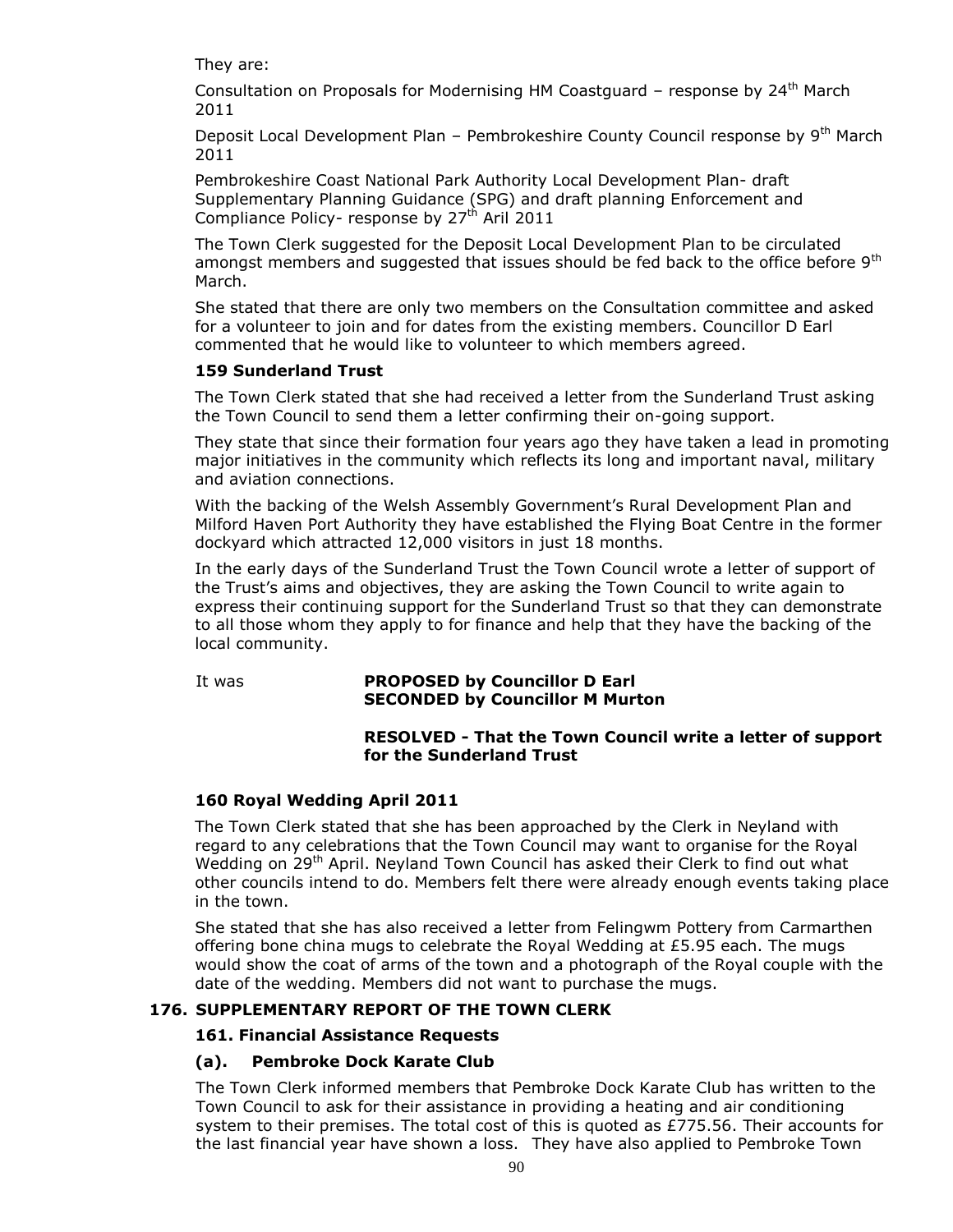They are:

Consultation on Proposals for Modernising HM Coastguard – response by 24th March 2011

Deposit Local Development Plan – Pembrokeshire County Council response by 9th March 2011

Pembrokeshire Coast National Park Authority Local Development Plan- draft Supplementary Planning Guidance (SPG) and draft planning Enforcement and Compliance Policy- response by 27th Aril 2011

The Town Clerk suggested for the Deposit Local Development Plan to be circulated amongst members and suggested that issues should be fed back to the office before 9th March.

She stated that there are only two members on the Consultation committee and asked for a volunteer to join and for dates from the existing members. Councillor D Earl commented that he would like to volunteer to which members agreed.

### 159 Sunderland Trust

The Town Clerk stated that she had received a letter from the Sunderland Trust asking the Town Council to send them a letter confirming their on-going support.

They state that since their formation four years ago they have taken a lead in promoting major initiatives in the community which reflects its long and important naval, military and aviation connections.

With the backing of the Welsh Assembly Government's Rural Development Plan and Milford Haven Port Authority they have established the Flying Boat Centre in the former dockyard which attracted 12,000 visitors in just 18 months.

In the early days of the Sunderland Trust the Town Council wrote a letter of support of the Trust's aims and objectives, they are asking the Town Council to write again to express their continuing support for the Sunderland Trust so that they can demonstrate to all those whom they apply to for finance and help that they have the backing of the local community.

It was **PROPOSED by Councillor D Earl**
**SECONDED by Councillor M Murton**

**RESOLVED - That the Town Council write a letter of support for the Sunderland Trust**

### 160 Royal Wedding April 2011

The Town Clerk stated that she has been approached by the Clerk in Neyland with regard to any celebrations that the Town Council may want to organise for the Royal Wedding on 29th April. Neyland Town Council has asked their Clerk to find out what other councils intend to do. Members felt there were already enough events taking place in the town.

She stated that she has also received a letter from Felingwm Pottery from Carmarthen offering bone china mugs to celebrate the Royal Wedding at £5.95 each. The mugs would show the coat of arms of the town and a photograph of the Royal couple with the date of the wedding. Members did not want to purchase the mugs.

## 176. SUPPLEMENTARY REPORT OF THE TOWN CLERK

### 161. Financial Assistance Requests

### (a). Pembroke Dock Karate Club

The Town Clerk informed members that Pembroke Dock Karate Club has written to the Town Council to ask for their assistance in providing a heating and air conditioning system to their premises. The total cost of this is quoted as £775.56. Their accounts for the last financial year have shown a loss. They have also applied to Pembroke Town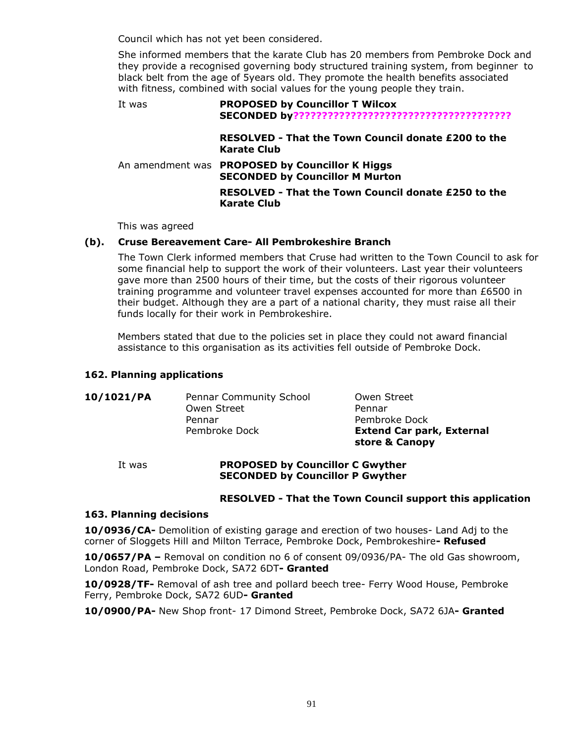Council which has not yet been considered.

She informed members that the karate Club has 20 members from Pembroke Dock and they provide a recognised governing body structured training system, from beginner to black belt from the age of 5years old. They promote the health benefits associated with fitness, combined with social values for the young people they train.

It was **PROPOSED by Councillor T Wilcox**
**SECONDED by??????????????????????????????????????**

**RESOLVED - That the Town Council donate £200 to the Karate Club**

An amendment was **PROPOSED by Councillor K Higgs**
**SECONDED by Councillor M Murton**

**RESOLVED - That the Town Council donate £250 to the Karate Club**

This was agreed

**(b). Cruse Bereavement Care- All Pembrokeshire Branch**

The Town Clerk informed members that Cruse had written to the Town Council to ask for some financial help to support the work of their volunteers. Last year their volunteers gave more than 2500 hours of their time, but the costs of their rigorous volunteer training programme and volunteer travel expenses accounted for more than £6500 in their budget. Although they are a part of a national charity, they must raise all their funds locally for their work in Pembrokeshire.

Members stated that due to the policies set in place they could not award financial assistance to this organisation as its activities fell outside of Pembroke Dock.

**162. Planning applications**

| | | |
|---|---|---|
| **10/1021/PA** | Pennar Community School<br>Owen Street<br>Pennar<br>Pembroke Dock | Owen Street<br>Pennar<br>Pembroke Dock<br>**Extend Car park, External store & Canopy** |

It was **PROPOSED by Councillor C Gwyther**
**SECONDED by Councillor P Gwyther**

**RESOLVED - That the Town Council support this application**

**163. Planning decisions**

**10/0936/CA-** Demolition of existing garage and erection of two houses- Land Adj to the corner of Sloggets Hill and Milton Terrace, Pembroke Dock, Pembrokeshire**- Refused**

**10/0657/PA –** Removal on condition no 6 of consent 09/0936/PA- The old Gas showroom, London Road, Pembroke Dock, SA72 6DT**- Granted**

**10/0928/TF-** Removal of ash tree and pollard beech tree- Ferry Wood House, Pembroke Ferry, Pembroke Dock, SA72 6UD**- Granted**

**10/0900/PA-** New Shop front- 17 Dimond Street, Pembroke Dock, SA72 6JA**- Granted**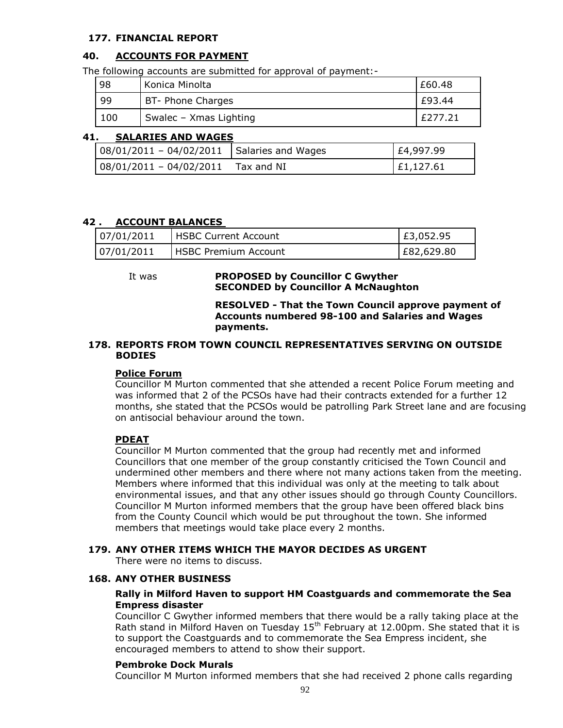## 177. FINANCIAL REPORT

### 40. ACCOUNTS FOR PAYMENT

The following accounts are submitted for approval of payment:-

| 98 | Konica Minolta | £60.48 |
|---|---|---|
| 99 | BT- Phone Charges | £93.44 |
| 100 | Swalec – Xmas Lighting | £277.21 |

### 41. SALARIES AND WAGES

| 08/01/2011 – 04/02/2011 | Salaries and Wages | £4,997.99 |
|---|---|---|
| 08/01/2011 – 04/02/2011 | Tax and NI | £1,127.61 |

### 42 . ACCOUNT BALANCES

| 07/01/2011 | HSBC Current Account | £3,052.95 |
|---|---|---|
| 07/01/2011 | HSBC Premium Account | £82,629.80 |

It was **PROPOSED by Councillor C Gwyther**
**SECONDED by Councillor A McNaughton**

**RESOLVED - That the Town Council approve payment of Accounts numbered 98-100 and Salaries and Wages payments.**

## 178. REPORTS FROM TOWN COUNCIL REPRESENTATIVES SERVING ON OUTSIDE BODIES

**Police Forum**

Councillor M Murton commented that she attended a recent Police Forum meeting and was informed that 2 of the PCSOs have had their contracts extended for a further 12 months, she stated that the PCSOs would be patrolling Park Street lane and are focusing on antisocial behaviour around the town.

**PDEAT**

Councillor M Murton commented that the group had recently met and informed Councillors that one member of the group constantly criticised the Town Council and undermined other members and there where not many actions taken from the meeting. Members where informed that this individual was only at the meeting to talk about environmental issues, and that any other issues should go through County Councillors. Councillor M Murton informed members that the group have been offered black bins from the County Council which would be put throughout the town. She informed members that meetings would take place every 2 months.

## 179. ANY OTHER ITEMS WHICH THE MAYOR DECIDES AS URGENT

There were no items to discuss.

## 168. ANY OTHER BUSINESS

**Rally in Milford Haven to support HM Coastguards and commemorate the Sea Empress disaster**

Councillor C Gwyther informed members that there would be a rally taking place at the Rath stand in Milford Haven on Tuesday 15th February at 12.00pm. She stated that it is to support the Coastguards and to commemorate the Sea Empress incident, she encouraged members to attend to show their support.

**Pembroke Dock Murals**

Councillor M Murton informed members that she had received 2 phone calls regarding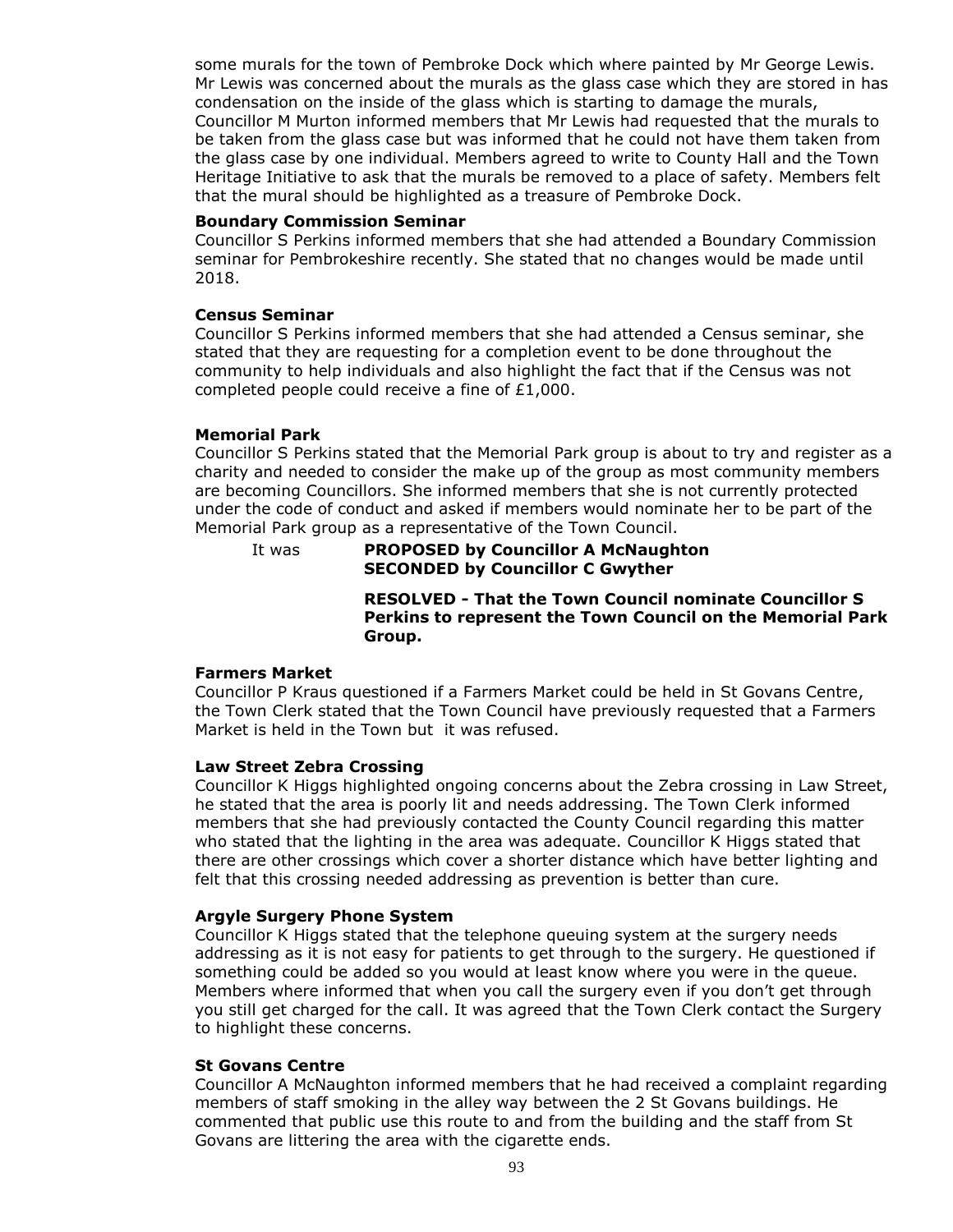some murals for the town of Pembroke Dock which where painted by Mr George Lewis. Mr Lewis was concerned about the murals as the glass case which they are stored in has condensation on the inside of the glass which is starting to damage the murals, Councillor M Murton informed members that Mr Lewis had requested that the murals to be taken from the glass case but was informed that he could not have them taken from the glass case by one individual. Members agreed to write to County Hall and the Town Heritage Initiative to ask that the murals be removed to a place of safety. Members felt that the mural should be highlighted as a treasure of Pembroke Dock.

**Boundary Commission Seminar**

Councillor S Perkins informed members that she had attended a Boundary Commission seminar for Pembrokeshire recently. She stated that no changes would be made until 2018.

**Census Seminar**

Councillor S Perkins informed members that she had attended a Census seminar, she stated that they are requesting for a completion event to be done throughout the community to help individuals and also highlight the fact that if the Census was not completed people could receive a fine of £1,000.

**Memorial Park**

Councillor S Perkins stated that the Memorial Park group is about to try and register as a charity and needed to consider the make up of the group as most community members are becoming Councillors. She informed members that she is not currently protected under the code of conduct and asked if members would nominate her to be part of the Memorial Park group as a representative of the Town Council.

It was **PROPOSED by Councillor A McNaughton**
**SECONDED by Councillor C Gwyther**

**RESOLVED - That the Town Council nominate Councillor S Perkins to represent the Town Council on the Memorial Park Group.**

**Farmers Market**

Councillor P Kraus questioned if a Farmers Market could be held in St Govans Centre, the Town Clerk stated that the Town Council have previously requested that a Farmers Market is held in the Town but it was refused.

**Law Street Zebra Crossing**

Councillor K Higgs highlighted ongoing concerns about the Zebra crossing in Law Street, he stated that the area is poorly lit and needs addressing. The Town Clerk informed members that she had previously contacted the County Council regarding this matter who stated that the lighting in the area was adequate. Councillor K Higgs stated that there are other crossings which cover a shorter distance which have better lighting and felt that this crossing needed addressing as prevention is better than cure.

**Argyle Surgery Phone System**

Councillor K Higgs stated that the telephone queuing system at the surgery needs addressing as it is not easy for patients to get through to the surgery. He questioned if something could be added so you would at least know where you were in the queue. Members where informed that when you call the surgery even if you don't get through you still get charged for the call. It was agreed that the Town Clerk contact the Surgery to highlight these concerns.

**St Govans Centre**

Councillor A McNaughton informed members that he had received a complaint regarding members of staff smoking in the alley way between the 2 St Govans buildings. He commented that public use this route to and from the building and the staff from St Govans are littering the area with the cigarette ends.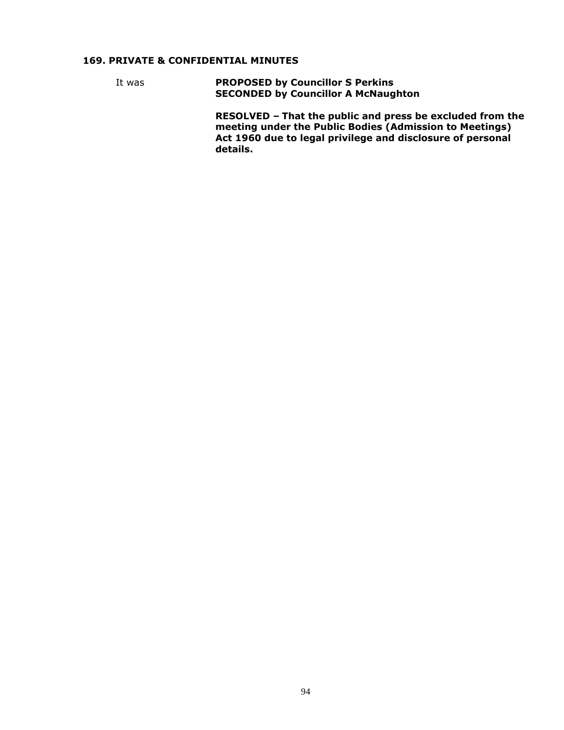**169. PRIVATE & CONFIDENTIAL MINUTES**

It was **PROPOSED by Councillor S Perkins**
**SECONDED by Councillor A McNaughton**

**RESOLVED – That the public and press be excluded from the meeting under the Public Bodies (Admission to Meetings) Act 1960 due to legal privilege and disclosure of personal details.**